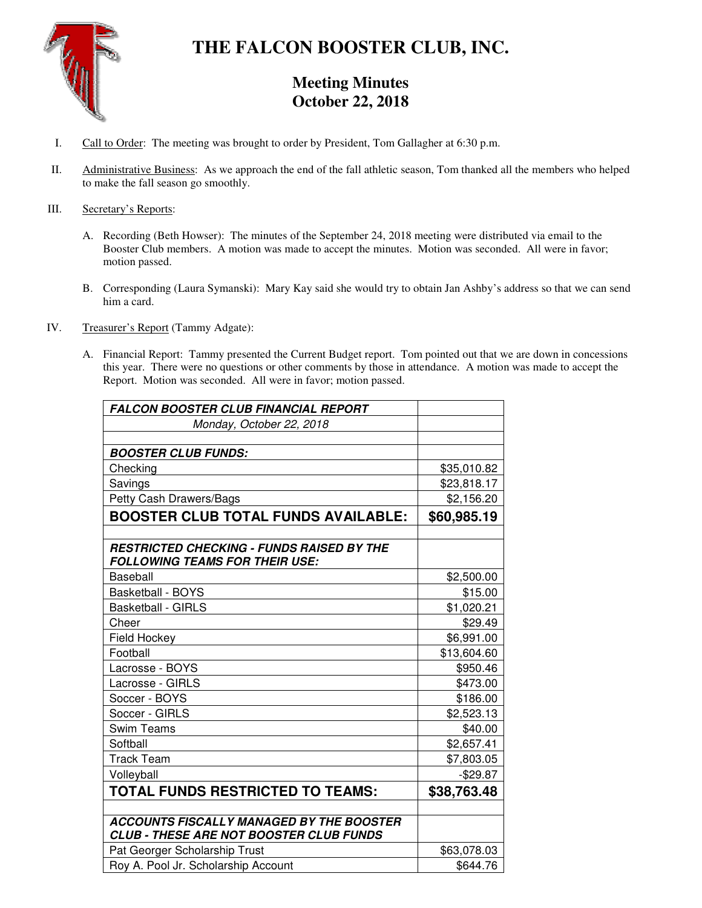# THE FALCON BOOSTER CLUB, INC.

## Meeting Minutes
## October 22, 2018

I. Call to Order: The meeting was brought to order by President, Tom Gallagher at 6:30 p.m.

II. Administrative Business: As we approach the end of the fall athletic season, Tom thanked all the members who helped to make the fall season go smoothly.

III. Secretary's Reports:

A. Recording (Beth Howser): The minutes of the September 24, 2018 meeting were distributed via email to the Booster Club members. A motion was made to accept the minutes. Motion was seconded. All were in favor; motion passed.

B. Corresponding (Laura Symanski): Mary Kay said she would try to obtain Jan Ashby's address so that we can send him a card.

IV. Treasurer's Report (Tammy Adgate):

A. Financial Report: Tammy presented the Current Budget report. Tom pointed out that we are down in concessions this year. There were no questions or other comments by those in attendance. A motion was made to accept the Report. Motion was seconded. All were in favor; motion passed.

| ***FALCON BOOSTER CLUB FINANCIAL REPORT*** | |
|---|---|
| *Monday, October 22, 2018* | |
| | |
| ***BOOSTER CLUB FUNDS:*** | |
| Checking | $35,010.82 |
| Savings | $23,818.17 |
| Petty Cash Drawers/Bags | $2,156.20 |
| **BOOSTER CLUB TOTAL FUNDS AVAILABLE:** | **$60,985.19** |
| | |
| ***RESTRICTED CHECKING - FUNDS RAISED BY THE FOLLOWING TEAMS FOR THEIR USE:*** | |
| Baseball | $2,500.00 |
| Basketball - BOYS | $15.00 |
| Basketball - GIRLS | $1,020.21 |
| Cheer | $29.49 |
| Field Hockey | $6,991.00 |
| Football | $13,604.60 |
| Lacrosse - BOYS | $950.46 |
| Lacrosse - GIRLS | $473.00 |
| Soccer - BOYS | $186.00 |
| Soccer - GIRLS | $2,523.13 |
| Swim Teams | $40.00 |
| Softball | $2,657.41 |
| Track Team | $7,803.05 |
| Volleyball | -$29.87 |
| **TOTAL FUNDS RESTRICTED TO TEAMS:** | **$38,763.48** |
| | |
| ***ACCOUNTS FISCALLY MANAGED BY THE BOOSTER CLUB - THESE ARE NOT BOOSTER CLUB FUNDS*** | |
| Pat Georger Scholarship Trust | $63,078.03 |
| Roy A. Pool Jr. Scholarship Account | $644.76 |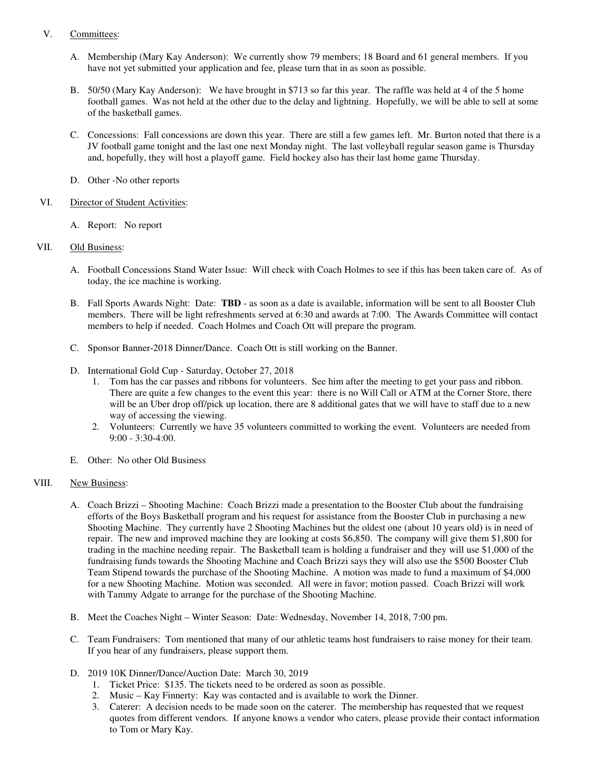V. <u>Committees</u>:

A. Membership (Mary Kay Anderson): We currently show 79 members; 18 Board and 61 general members. If you have not yet submitted your application and fee, please turn that in as soon as possible.

B. 50/50 (Mary Kay Anderson): We have brought in $713 so far this year. The raffle was held at 4 of the 5 home football games. Was not held at the other due to the delay and lightning. Hopefully, we will be able to sell at some of the basketball games.

C. Concessions: Fall concessions are down this year. There are still a few games left. Mr. Burton noted that there is a JV football game tonight and the last one next Monday night. The last volleyball regular season game is Thursday and, hopefully, they will host a playoff game. Field hockey also has their last home game Thursday.

D. Other -No other reports

VI. <u>Director of Student Activities</u>:

A. Report: No report

VII. <u>Old Business</u>:

A. Football Concessions Stand Water Issue: Will check with Coach Holmes to see if this has been taken care of. As of today, the ice machine is working.

B. Fall Sports Awards Night: Date: **TBD** - as soon as a date is available, information will be sent to all Booster Club members. There will be light refreshments served at 6:30 and awards at 7:00. The Awards Committee will contact members to help if needed. Coach Holmes and Coach Ott will prepare the program.

C. Sponsor Banner-2018 Dinner/Dance. Coach Ott is still working on the Banner.

D. International Gold Cup - Saturday, October 27, 2018
   1. Tom has the car passes and ribbons for volunteers. See him after the meeting to get your pass and ribbon. There are quite a few changes to the event this year: there is no Will Call or ATM at the Corner Store, there will be an Uber drop off/pick up location, there are 8 additional gates that we will have to staff due to a new way of accessing the viewing.
   2. Volunteers: Currently we have 35 volunteers committed to working the event. Volunteers are needed from 9:00 - 3:30-4:00.

E. Other: No other Old Business

VIII. <u>New Business</u>:

A. Coach Brizzi – Shooting Machine: Coach Brizzi made a presentation to the Booster Club about the fundraising efforts of the Boys Basketball program and his request for assistance from the Booster Club in purchasing a new Shooting Machine. They currently have 2 Shooting Machines but the oldest one (about 10 years old) is in need of repair. The new and improved machine they are looking at costs $6,850. The company will give them $1,800 for trading in the machine needing repair. The Basketball team is holding a fundraiser and they will use $1,000 of the fundraising funds towards the Shooting Machine and Coach Brizzi says they will also use the $500 Booster Club Team Stipend towards the purchase of the Shooting Machine. A motion was made to fund a maximum of $4,000 for a new Shooting Machine. Motion was seconded. All were in favor; motion passed. Coach Brizzi will work with Tammy Adgate to arrange for the purchase of the Shooting Machine.

B. Meet the Coaches Night – Winter Season: Date: Wednesday, November 14, 2018, 7:00 pm.

C. Team Fundraisers: Tom mentioned that many of our athletic teams host fundraisers to raise money for their team. If you hear of any fundraisers, please support them.

D. 2019 10K Dinner/Dance/Auction Date: March 30, 2019
   1. Ticket Price: $135. The tickets need to be ordered as soon as possible.
   2. Music – Kay Finnerty: Kay was contacted and is available to work the Dinner.
   3. Caterer: A decision needs to be made soon on the caterer. The membership has requested that we request quotes from different vendors. If anyone knows a vendor who caters, please provide their contact information to Tom or Mary Kay.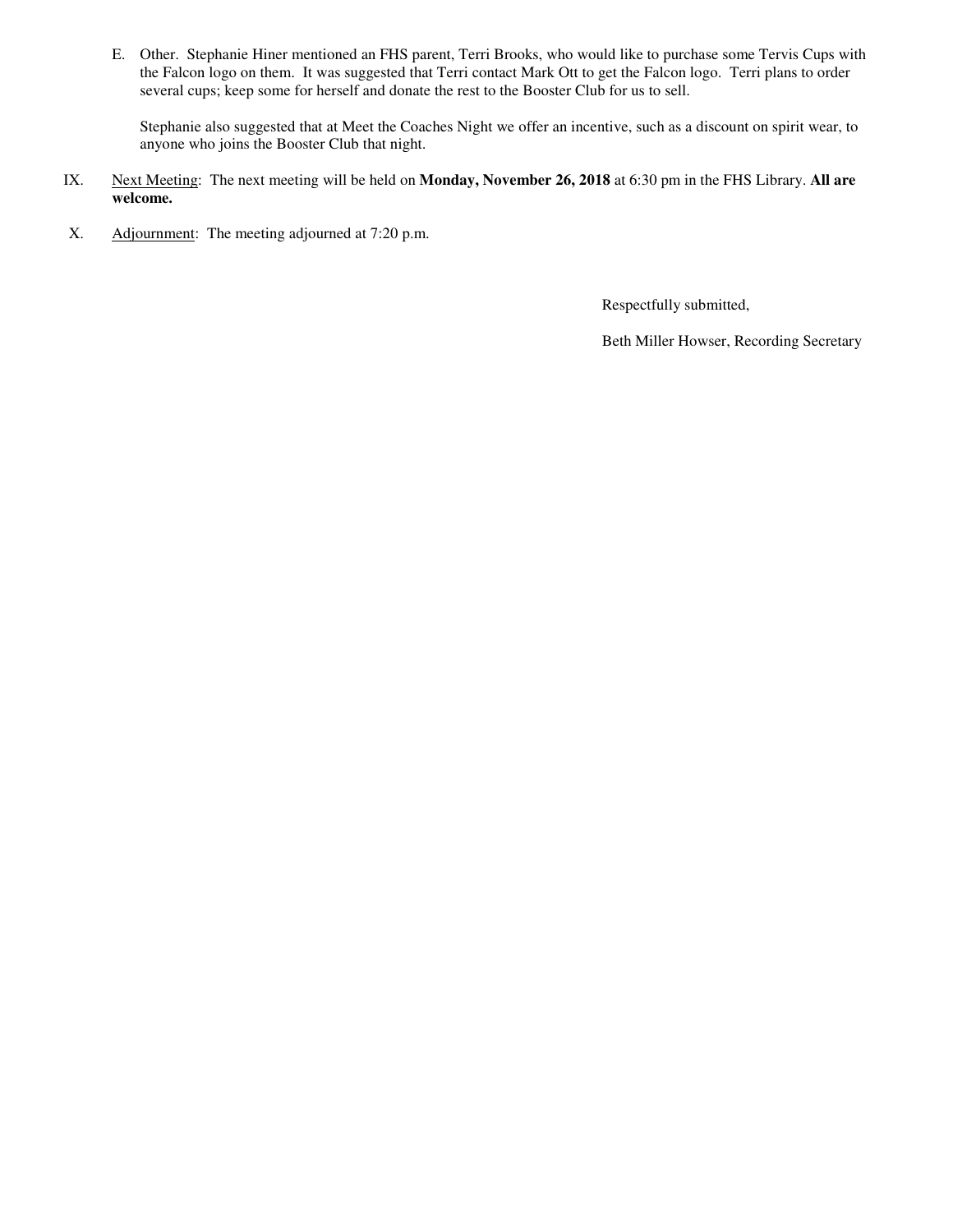E. Other. Stephanie Hiner mentioned an FHS parent, Terri Brooks, who would like to purchase some Tervis Cups with the Falcon logo on them. It was suggested that Terri contact Mark Ott to get the Falcon logo. Terri plans to order several cups; keep some for herself and donate the rest to the Booster Club for us to sell.

   Stephanie also suggested that at Meet the Coaches Night we offer an incentive, such as a discount on spirit wear, to anyone who joins the Booster Club that night.

IX. Next Meeting: The next meeting will be held on **Monday, November 26, 2018** at 6:30 pm in the FHS Library. **All are welcome.**

X. Adjournment: The meeting adjourned at 7:20 p.m.

Respectfully submitted,

Beth Miller Howser, Recording Secretary